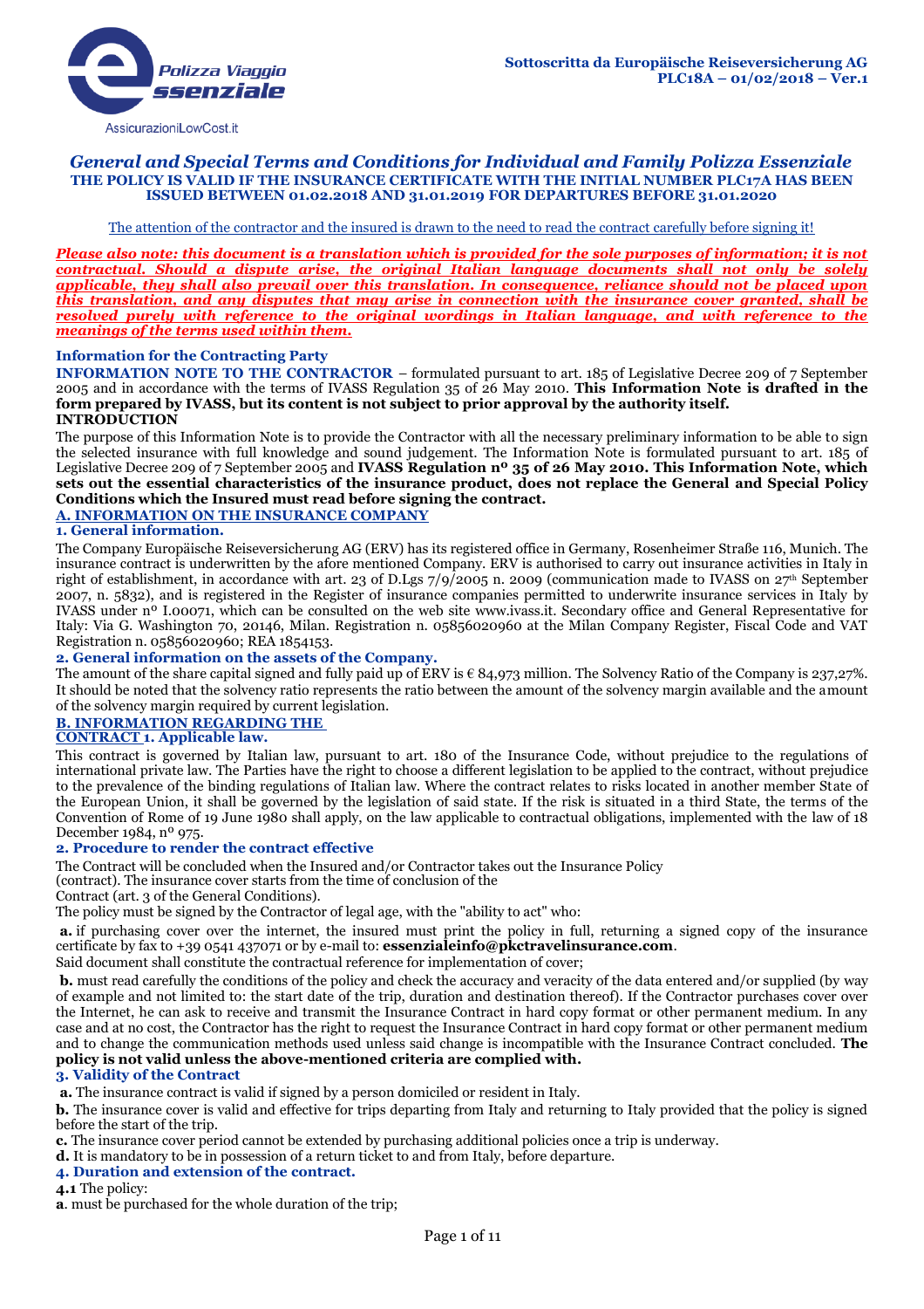Polizza Viaggio **essenziale**

AssicurazioniLowCost.it

**Sottoscritta da Europäische Reiseversicherung AG**
**PLC18A – 01/02/2018 – Ver.1**

# *General and Special Terms and Conditions for Individual and Family Polizza Essenziale*

**THE POLICY IS VALID IF THE INSURANCE CERTIFICATE WITH THE INITIAL NUMBER PLC17A HAS BEEN ISSUED BETWEEN 01.02.2018 AND 31.01.2019 FOR DEPARTURES BEFORE 31.01.2020**

The attention of the contractor and the insured is drawn to the need to read the contract carefully before signing it!

***Please also note: this document is a translation which is provided for the sole purposes of information; it is not contractual. Should a dispute arise, the original Italian language documents shall not only be solely applicable, they shall also prevail over this translation. In consequence, reliance should not be placed upon this translation, and any disputes that may arise in connection with the insurance cover granted, shall be resolved purely with reference to the original wordings in Italian language, and with reference to the meanings of the terms used within them.***

## Information for the Contracting Party

**INFORMATION NOTE TO THE CONTRACTOR** – formulated pursuant to art. 185 of Legislative Decree 209 of 7 September 2005 and in accordance with the terms of IVASS Regulation 35 of 26 May 2010. **This Information Note is drafted in the form prepared by IVASS, but its content is not subject to prior approval by the authority itself.**

**INTRODUCTION**

The purpose of this Information Note is to provide the Contractor with all the necessary preliminary information to be able to sign the selected insurance with full knowledge and sound judgement. The Information Note is formulated pursuant to art. 185 of Legislative Decree 209 of 7 September 2005 and **IVASS Regulation nº 35 of 26 May 2010. This Information Note, which sets out the essential characteristics of the insurance product, does not replace the General and Special Policy Conditions which the Insured must read before signing the contract.**

### A. INFORMATION ON THE INSURANCE COMPANY

**1. General information.**

The Company Europäische Reiseversicherung AG (ERV) has its registered office in Germany, Rosenheimer Straße 116, Munich. The insurance contract is underwritten by the afore mentioned Company. ERV is authorised to carry out insurance activities in Italy in right of establishment, in accordance with art. 23 of D.Lgs 7/9/2005 n. 2009 (communication made to IVASS on 27th September 2007, n. 5832), and is registered in the Register of insurance companies permitted to underwrite insurance services in Italy by IVASS under nº I.00071, which can be consulted on the web site www.ivass.it. Secondary office and General Representative for Italy: Via G. Washington 70, 20146, Milan. Registration n. 05856020960 at the Milan Company Register, Fiscal Code and VAT Registration n. 05856020960; REA 1854153.

**2. General information on the assets of the Company.**

The amount of the share capital signed and fully paid up of ERV is € 84,973 million. The Solvency Ratio of the Company is 237,27%. It should be noted that the solvency ratio represents the ratio between the amount of the solvency margin available and the amount of the solvency margin required by current legislation.

### B. INFORMATION REGARDING THE CONTRACT

**1. Applicable law.**

This contract is governed by Italian law, pursuant to art. 180 of the Insurance Code, without prejudice to the regulations of international private law. The Parties have the right to choose a different legislation to be applied to the contract, without prejudice to the prevalence of the binding regulations of Italian law. Where the contract relates to risks located in another member State of the European Union, it shall be governed by the legislation of said state. If the risk is situated in a third State, the terms of the Convention of Rome of 19 June 1980 shall apply, on the law applicable to contractual obligations, implemented with the law of 18 December 1984, nº 975.

**2. Procedure to render the contract effective**

The Contract will be concluded when the Insured and/or Contractor takes out the Insurance Policy (contract). The insurance cover starts from the time of conclusion of the Contract (art. 3 of the General Conditions).

The policy must be signed by the Contractor of legal age, with the "ability to act" who:

**a.** if purchasing cover over the internet, the insured must print the policy in full, returning a signed copy of the insurance certificate by fax to +39 0541 437071 or by e-mail to: **essenzialeinfo@pkctravelinsurance.com**.

Said document shall constitute the contractual reference for implementation of cover;

**b.** must read carefully the conditions of the policy and check the accuracy and veracity of the data entered and/or supplied (by way of example and not limited to: the start date of the trip, duration and destination thereof). If the Contractor purchases cover over the Internet, he can ask to receive and transmit the Insurance Contract in hard copy format or other permanent medium. In any case and at no cost, the Contractor has the right to request the Insurance Contract in hard copy format or other permanent medium and to change the communication methods used unless said change is incompatible with the Insurance Contract concluded. **The policy is not valid unless the above-mentioned criteria are complied with.**

**3. Validity of the Contract**

**a.** The insurance contract is valid if signed by a person domiciled or resident in Italy.

**b.** The insurance cover is valid and effective for trips departing from Italy and returning to Italy provided that the policy is signed before the start of the trip.

**c.** The insurance cover period cannot be extended by purchasing additional policies once a trip is underway.

**d.** It is mandatory to be in possession of a return ticket to and from Italy, before departure.

**4. Duration and extension of the contract.**

**4.1** The policy:

**a**. must be purchased for the whole duration of the trip;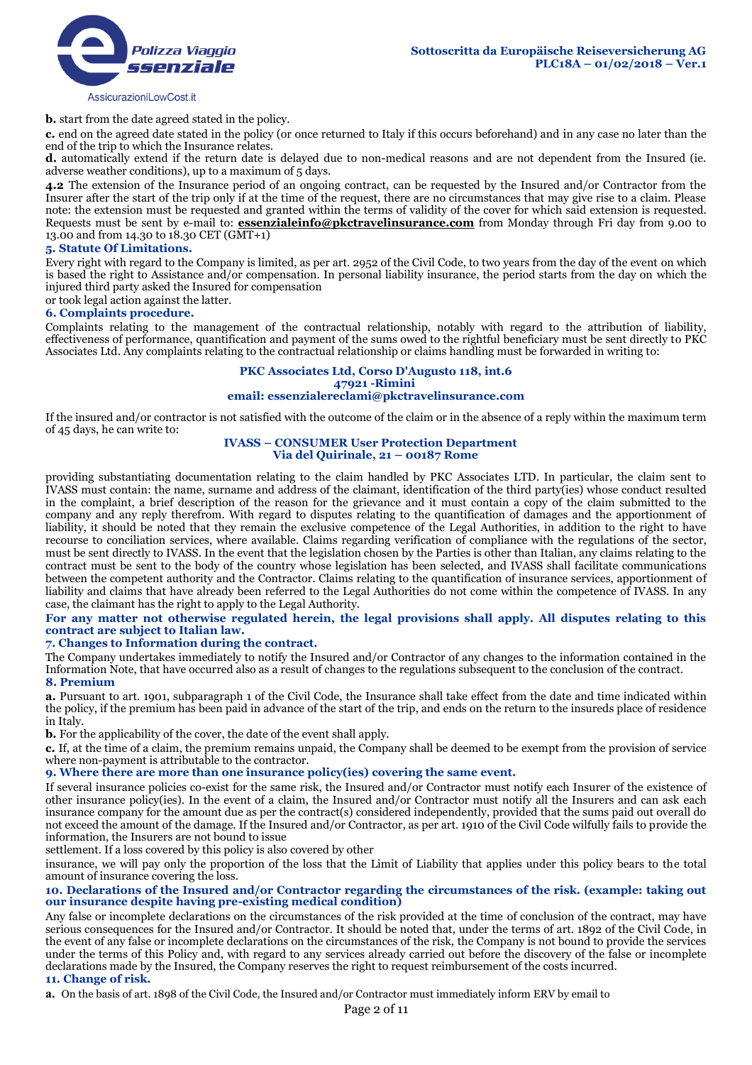**b.** start from the date agreed stated in the policy.

**c.** end on the agreed date stated in the policy (or once returned to Italy if this occurs beforehand) and in any case no later than the end of the trip to which the Insurance relates.

**d.** automatically extend if the return date is delayed due to non-medical reasons and are not dependent from the Insured (ie. adverse weather conditions), up to a maximum of 5 days.

**4.2** The extension of the Insurance period of an ongoing contract, can be requested by the Insured and/or Contractor from the Insurer after the start of the trip only if at the time of the request, there are no circumstances that may give rise to a claim. Please note: the extension must be requested and granted within the terms of validity of the cover for which said extension is requested. Requests must be sent by e-mail to: **essenzialeinfo@pkctravelinsurance.com** from Monday through Fri day from 9.00 to 13.00 and from 14.30 to 18.30 CET (GMT+1)

## 5. Statute Of Limitations.

Every right with regard to the Company is limited, as per art. 2952 of the Civil Code, to two years from the day of the event on which is based the right to Assistance and/or compensation. In personal liability insurance, the period starts from the day on which the injured third party asked the Insured for compensation
or took legal action against the latter.

## 6. Complaints procedure.

Complaints relating to the management of the contractual relationship, notably with regard to the attribution of liability, effectiveness of performance, quantification and payment of the sums owed to the rightful beneficiary must be sent directly to PKC Associates Ltd. Any complaints relating to the contractual relationship or claims handling must be forwarded in writing to:

**PKC Associates Ltd, Corso D'Augusto 118, int.6**
**47921 -Rimini**
**email: essenzialereclami@pkctravelinsurance.com**

If the insured and/or contractor is not satisfied with the outcome of the claim or in the absence of a reply within the maximum term of 45 days, he can write to:

**IVASS – CONSUMER User Protection Department**
**Via del Quirinale, 21 – 00187 Rome**

providing substantiating documentation relating to the claim handled by PKC Associates LTD. In particular, the claim sent to IVASS must contain: the name, surname and address of the claimant, identification of the third party(ies) whose conduct resulted in the complaint, a brief description of the reason for the grievance and it must contain a copy of the claim submitted to the company and any reply therefrom. With regard to disputes relating to the quantification of damages and the apportionment of liability, it should be noted that they remain the exclusive competence of the Legal Authorities, in addition to the right to have recourse to conciliation services, where available. Claims regarding verification of compliance with the regulations of the sector, must be sent directly to IVASS. In the event that the legislation chosen by the Parties is other than Italian, any claims relating to the contract must be sent to the body of the country whose legislation has been selected, and IVASS shall facilitate communications between the competent authority and the Contractor. Claims relating to the quantification of insurance services, apportionment of liability and claims that have already been referred to the Legal Authorities do not come within the competence of IVASS. In any case, the claimant has the right to apply to the Legal Authority.

**For any matter not otherwise regulated herein, the legal provisions shall apply. All disputes relating to this contract are subject to Italian law.**

## 7. Changes to Information during the contract.

The Company undertakes immediately to notify the Insured and/or Contractor of any changes to the information contained in the Information Note, that have occurred also as a result of changes to the regulations subsequent to the conclusion of the contract.

## 8. Premium

**a.** Pursuant to art. 1901, subparagraph 1 of the Civil Code, the Insurance shall take effect from the date and time indicated within the policy, if the premium has been paid in advance of the start of the trip, and ends on the return to the insureds place of residence in Italy.

**b.** For the applicability of the cover, the date of the event shall apply.

**c.** If, at the time of a claim, the premium remains unpaid, the Company shall be deemed to be exempt from the provision of service where non-payment is attributable to the contractor.

## 9. Where there are more than one insurance policy(ies) covering the same event.

If several insurance policies co-exist for the same risk, the Insured and/or Contractor must notify each Insurer of the existence of other insurance policy(ies). In the event of a claim, the Insured and/or Contractor must notify all the Insurers and can ask each insurance company for the amount due as per the contract(s) considered independently, provided that the sums paid out overall do not exceed the amount of the damage. If the Insured and/or Contractor, as per art. 1910 of the Civil Code wilfully fails to provide the information, the Insurers are not bound to issue
settlement. If a loss covered by this policy is also covered by other
insurance, we will pay only the proportion of the loss that the Limit of Liability that applies under this policy bears to the total amount of insurance covering the loss.

## 10. Declarations of the Insured and/or Contractor regarding the circumstances of the risk. (example: taking out our insurance despite having pre-existing medical condition)

Any false or incomplete declarations on the circumstances of the risk provided at the time of conclusion of the contract, may have serious consequences for the Insured and/or Contractor. It should be noted that, under the terms of art. 1892 of the Civil Code, in the event of any false or incomplete declarations on the circumstances of the risk, the Company is not bound to provide the services under the terms of this Policy and, with regard to any services already carried out before the discovery of the false or incomplete declarations made by the Insured, the Company reserves the right to request reimbursement of the costs incurred.

## 11. Change of risk.

**a.** On the basis of art. 1898 of the Civil Code, the Insured and/or Contractor must immediately inform ERV by email to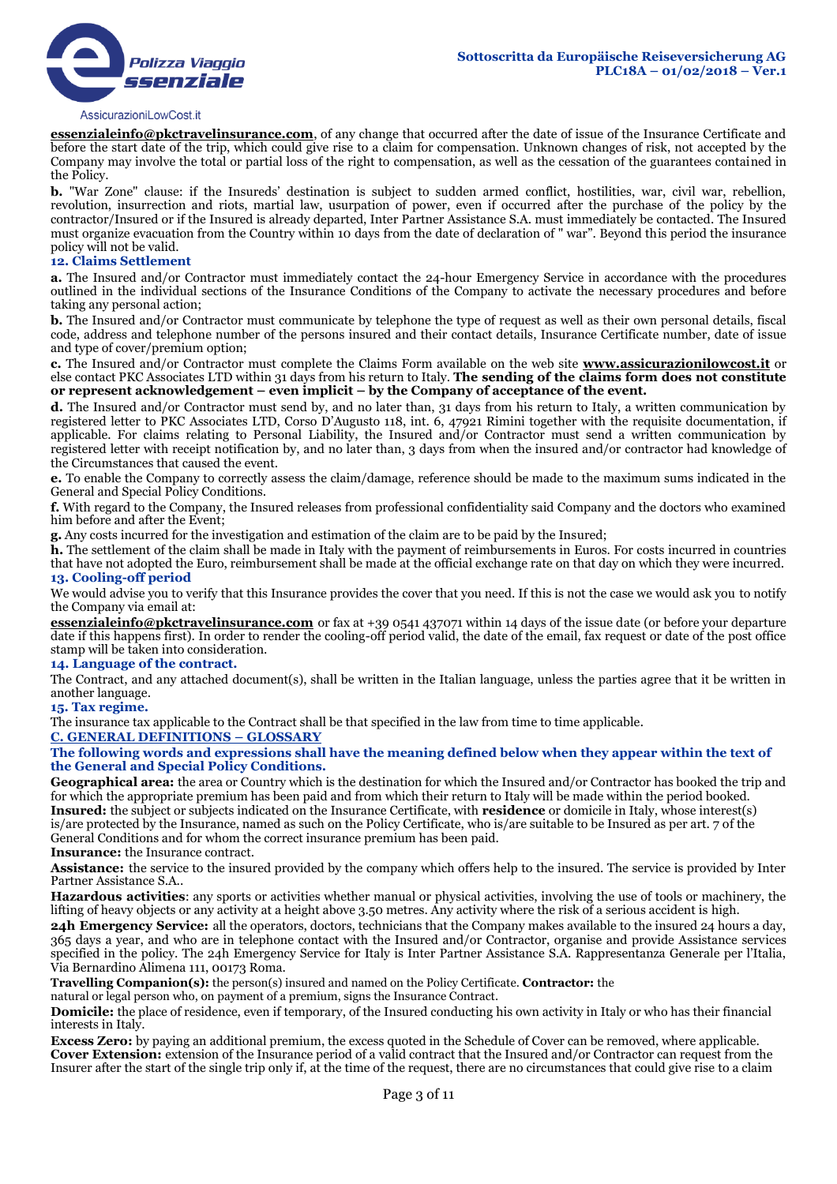**essenzialeinfo@pkctravelinsurance.com**, of any change that occurred after the date of issue of the Insurance Certificate and before the start date of the trip, which could give rise to a claim for compensation. Unknown changes of risk, not accepted by the Company may involve the total or partial loss of the right to compensation, as well as the cessation of the guarantees contained in the Policy.

**b.** "War Zone" clause: if the Insureds' destination is subject to sudden armed conflict, hostilities, war, civil war, rebellion, revolution, insurrection and riots, martial law, usurpation of power, even if occurred after the purchase of the policy by the contractor/Insured or if the Insured is already departed, Inter Partner Assistance S.A. must immediately be contacted. The Insured must organize evacuation from the Country within 10 days from the date of declaration of " war". Beyond this period the insurance policy will not be valid.

### 12. Claims Settlement

**a.** The Insured and/or Contractor must immediately contact the 24-hour Emergency Service in accordance with the procedures outlined in the individual sections of the Insurance Conditions of the Company to activate the necessary procedures and before taking any personal action;

**b.** The Insured and/or Contractor must communicate by telephone the type of request as well as their own personal details, fiscal code, address and telephone number of the persons insured and their contact details, Insurance Certificate number, date of issue and type of cover/premium option;

**c.** The Insured and/or Contractor must complete the Claims Form available on the web site **www.assicurazionilowcost.it** or else contact PKC Associates LTD within 31 days from his return to Italy. **The sending of the claims form does not constitute or represent acknowledgement – even implicit – by the Company of acceptance of the event.**

**d.** The Insured and/or Contractor must send by, and no later than, 31 days from his return to Italy, a written communication by registered letter to PKC Associates LTD, Corso D'Augusto 118, int. 6, 47921 Rimini together with the requisite documentation, if applicable. For claims relating to Personal Liability, the Insured and/or Contractor must send a written communication by registered letter with receipt notification by, and no later than, 3 days from when the insured and/or contractor had knowledge of the Circumstances that caused the event.

**e.** To enable the Company to correctly assess the claim/damage, reference should be made to the maximum sums indicated in the General and Special Policy Conditions.

**f.** With regard to the Company, the Insured releases from professional confidentiality said Company and the doctors who examined him before and after the Event;

**g.** Any costs incurred for the investigation and estimation of the claim are to be paid by the Insured;

**h.** The settlement of the claim shall be made in Italy with the payment of reimbursements in Euros. For costs incurred in countries that have not adopted the Euro, reimbursement shall be made at the official exchange rate on that day on which they were incurred.

### 13. Cooling-off period

We would advise you to verify that this Insurance provides the cover that you need. If this is not the case we would ask you to notify the Company via email at:

**essenzialeinfo@pkctravelinsurance.com** or fax at +39 0541 437071 within 14 days of the issue date (or before your departure date if this happens first). In order to render the cooling-off period valid, the date of the email, fax request or date of the post office stamp will be taken into consideration.

### 14. Language of the contract.

The Contract, and any attached document(s), shall be written in the Italian language, unless the parties agree that it be written in another language.

### 15. Tax regime.

The insurance tax applicable to the Contract shall be that specified in the law from time to time applicable.

## C. GENERAL DEFINITIONS – GLOSSARY

**The following words and expressions shall have the meaning defined below when they appear within the text of the General and Special Policy Conditions.**

**Geographical area:** the area or Country which is the destination for which the Insured and/or Contractor has booked the trip and for which the appropriate premium has been paid and from which their return to Italy will be made within the period booked.

**Insured:** the subject or subjects indicated on the Insurance Certificate, with **residence** or domicile in Italy, whose interest(s) is/are protected by the Insurance, named as such on the Policy Certificate, who is/are suitable to be Insured as per art. 7 of the General Conditions and for whom the correct insurance premium has been paid.

**Insurance:** the Insurance contract.

**Assistance:** the service to the insured provided by the company which offers help to the insured. The service is provided by Inter Partner Assistance S.A..

**Hazardous activities**: any sports or activities whether manual or physical activities, involving the use of tools or machinery, the lifting of heavy objects or any activity at a height above 3.50 metres. Any activity where the risk of a serious accident is high.

**24h Emergency Service:** all the operators, doctors, technicians that the Company makes available to the insured 24 hours a day, 365 days a year, and who are in telephone contact with the Insured and/or Contractor, organise and provide Assistance services specified in the policy. The 24h Emergency Service for Italy is Inter Partner Assistance S.A. Rappresentanza Generale per l'Italia, Via Bernardino Alimena 111, 00173 Roma.

**Travelling Companion(s):** the person(s) insured and named on the Policy Certificate. **Contractor:** the natural or legal person who, on payment of a premium, signs the Insurance Contract.

**Domicile:** the place of residence, even if temporary, of the Insured conducting his own activity in Italy or who has their financial interests in Italy.

**Excess Zero:** by paying an additional premium, the excess quoted in the Schedule of Cover can be removed, where applicable.

**Cover Extension:** extension of the Insurance period of a valid contract that the Insured and/or Contractor can request from the Insurer after the start of the single trip only if, at the time of the request, there are no circumstances that could give rise to a claim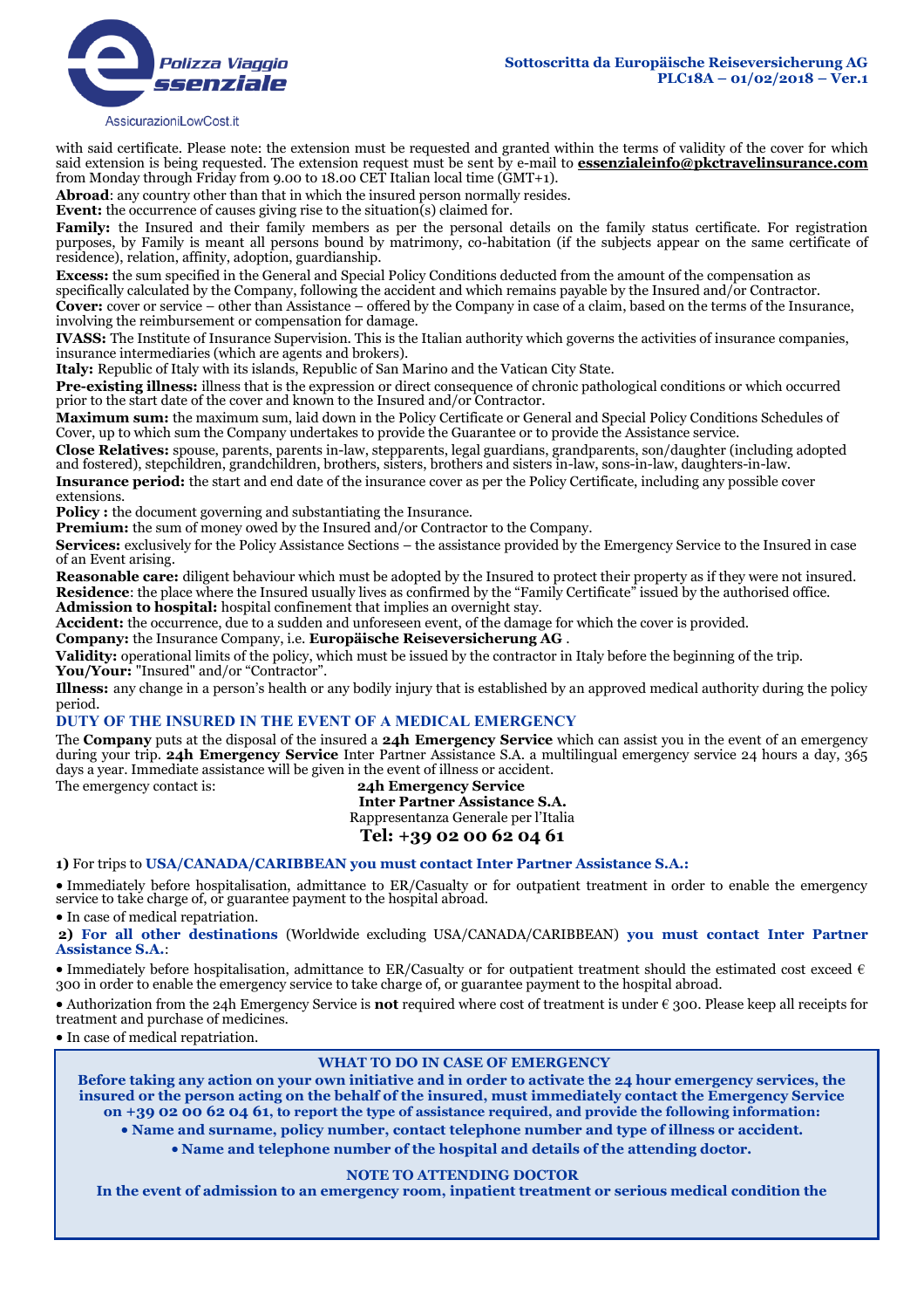with said certificate. Please note: the extension must be requested and granted within the terms of validity of the cover for which said extension is being requested. The extension request must be sent by e-mail to **essenzialeinfo@pkctravelinsurance.com** from Monday through Friday from 9.00 to 18.00 CET Italian local time (GMT+1).

**Abroad**: any country other than that in which the insured person normally resides.

**Event:** the occurrence of causes giving rise to the situation(s) claimed for.

**Family:** the Insured and their family members as per the personal details on the family status certificate. For registration purposes, by Family is meant all persons bound by matrimony, co-habitation (if the subjects appear on the same certificate of residence), relation, affinity, adoption, guardianship.

**Excess:** the sum specified in the General and Special Policy Conditions deducted from the amount of the compensation as specifically calculated by the Company, following the accident and which remains payable by the Insured and/or Contractor.

**Cover:** cover or service – other than Assistance – offered by the Company in case of a claim, based on the terms of the Insurance, involving the reimbursement or compensation for damage.

**IVASS:** The Institute of Insurance Supervision. This is the Italian authority which governs the activities of insurance companies, insurance intermediaries (which are agents and brokers).

**Italy:** Republic of Italy with its islands, Republic of San Marino and the Vatican City State.

**Pre-existing illness:** illness that is the expression or direct consequence of chronic pathological conditions or which occurred prior to the start date of the cover and known to the Insured and/or Contractor.

**Maximum sum:** the maximum sum, laid down in the Policy Certificate or General and Special Policy Conditions Schedules of Cover, up to which sum the Company undertakes to provide the Guarantee or to provide the Assistance service.

**Close Relatives:** spouse, parents, parents in-law, stepparents, legal guardians, grandparents, son/daughter (including adopted and fostered), stepchildren, grandchildren, brothers, sisters, brothers and sisters in-law, sons-in-law, daughters-in-law.

**Insurance period:** the start and end date of the insurance cover as per the Policy Certificate, including any possible cover extensions.

**Policy :** the document governing and substantiating the Insurance.

**Premium:** the sum of money owed by the Insured and/or Contractor to the Company.

**Services:** exclusively for the Policy Assistance Sections – the assistance provided by the Emergency Service to the Insured in case of an Event arising.

**Reasonable care:** diligent behaviour which must be adopted by the Insured to protect their property as if they were not insured.

**Residence**: the place where the Insured usually lives as confirmed by the "Family Certificate" issued by the authorised office.

**Admission to hospital:** hospital confinement that implies an overnight stay.

**Accident:** the occurrence, due to a sudden and unforeseen event, of the damage for which the cover is provided.

**Company:** the Insurance Company, i.e. **Europäische Reiseversicherung AG** .

**Validity:** operational limits of the policy, which must be issued by the contractor in Italy before the beginning of the trip.

**You/Your:** "Insured" and/or "Contractor".

**Illness:** any change in a person's health or any bodily injury that is established by an approved medical authority during the policy period.

## DUTY OF THE INSURED IN THE EVENT OF A MEDICAL EMERGENCY

The **Company** puts at the disposal of the insured a **24h Emergency Service** which can assist you in the event of an emergency during your trip. **24h Emergency Service** Inter Partner Assistance S.A. a multilingual emergency service 24 hours a day, 365 days a year. Immediate assistance will be given in the event of illness or accident.

The emergency contact is:

**24h Emergency Service**
**Inter Partner Assistance S.A.**
Rappresentanza Generale per l'Italia
**Tel: +39 02 00 62 04 61**

**1)** For trips to **USA/CANADA/CARIBBEAN you must contact Inter Partner Assistance S.A.:**

- Immediately before hospitalisation, admittance to ER/Casualty or for outpatient treatment in order to enable the emergency service to take charge of, or guarantee payment to the hospital abroad.
- In case of medical repatriation.

**2) For all other destinations** (Worldwide excluding USA/CANADA/CARIBBEAN) **you must contact Inter Partner Assistance S.A.**:

- Immediately before hospitalisation, admittance to ER/Casualty or for outpatient treatment should the estimated cost exceed € 300 in order to enable the emergency service to take charge of, or guarantee payment to the hospital abroad.
- Authorization from the 24h Emergency Service is **not** required where cost of treatment is under € 300. Please keep all receipts for treatment and purchase of medicines.
- In case of medical repatriation.

### WHAT TO DO IN CASE OF EMERGENCY

**Before taking any action on your own initiative and in order to activate the 24 hour emergency services, the insured or the person acting on the behalf of the insured, must immediately contact the Emergency Service on +39 02 00 62 04 61, to report the type of assistance required, and provide the following information:**

- **Name and surname, policy number, contact telephone number and type of illness or accident.**
- **Name and telephone number of the hospital and details of the attending doctor.**

### NOTE TO ATTENDING DOCTOR

**In the event of admission to an emergency room, inpatient treatment or serious medical condition the**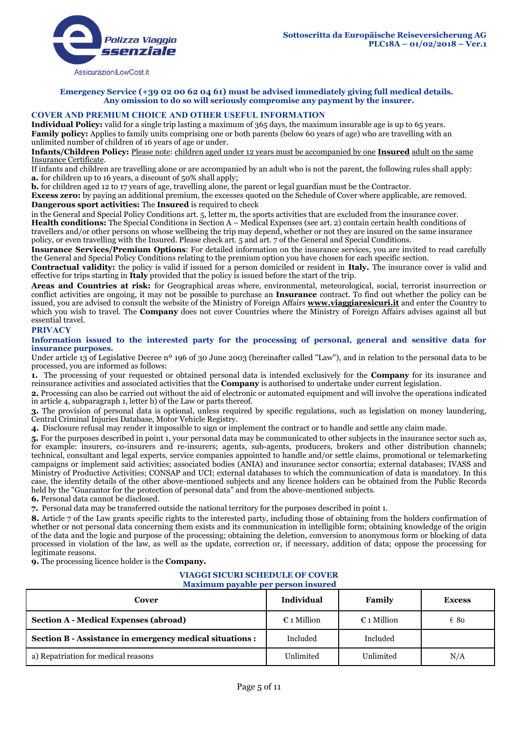**Emergency Service (+39 02 00 62 04 61) must be advised immediately giving full medical details. Any omission to do so will seriously compromise any payment by the insurer.**

## COVER AND PREMIUM CHOICE AND OTHER USEFUL INFORMATION

**Individual Policy:** valid for a single trip lasting a maximum of 365 days, the maximum insurable age is up to 65 years.
**Family policy:** Applies to family units comprising one or both parents (below 60 years of age) who are travelling with an unlimited number of children of 16 years of age or under.
**Infants/Children Policy:** Please note: children aged under 12 years must be accompanied by one **Insured** adult on the same Insurance Certificate.
If infants and children are travelling alone or are accompanied by an adult who is not the parent, the following rules shall apply:
**a.** for children up to 16 years, a discount of 50% shall apply;
**b.** for children aged 12 to 17 years of age, travelling alone, the parent or legal guardian must be the Contractor.
**Excess zero:** by paying an additional premium, the excesses quoted on the Schedule of Cover where applicable, are removed.
**Dangerous sport activities:** The **Insured** is required to check
in the General and Special Policy Conditions art. 5, letter m, the sports activities that are excluded from the insurance cover.
**Health conditions:** The Special Conditions in Section A – Medical Expenses (see art. 2) contain certain health conditions of travellers and/or other persons on whose wellbeing the trip may depend, whether or not they are insured on the same insurance policy, or even travelling with the Insured. Please check art. 5 and art. 7 of the General and Special Conditions.
**Insurance Services/Premium Options**: For detailed information on the insurance services, you are invited to read carefully the General and Special Policy Conditions relating to the premium option you have chosen for each specific section.
**Contractual validity:** the policy is valid if issued for a person domiciled or resident in **Italy.** The insurance cover is valid and effective for trips starting in **Italy** provided that the policy is issued before the start of the trip.
**Areas and Countries at risk:** for Geographical areas where, environmental, meteorological, social, terrorist insurrection or conflict activities are ongoing, it may not be possible to purchase an **Insurance** contract. To find out whether the policy can be issued, you are advised to consult the website of the Ministry of Foreign Affairs **www.viaggiaresicuri.it** and enter the Country to which you wish to travel. The **Company** does not cover Countries where the Ministry of Foreign Affairs advises against all but essential travel.

## PRIVACY

### Information issued to the interested party for the processing of personal, general and sensitive data for insurance purposes.

Under article 13 of Legislative Decree nº 196 of 30 June 2003 (hereinafter called "Law"), and in relation to the personal data to be processed, you are informed as follows:

**1.** The processing of your requested or obtained personal data is intended exclusively for the **Company** for its insurance and reinsurance activities and associated activities that the **Company** is authorised to undertake under current legislation.
**2.** Processing can also be carried out without the aid of electronic or automated equipment and will involve the operations indicated in article 4, subparagraph 1, letter b) of the Law or parts thereof.
**3.** The provision of personal data is optional, unless required by specific regulations, such as legislation on money laundering, Central Criminal Injuries Database, Motor Vehicle Registry.
**4.** Disclosure refusal may render it impossible to sign or implement the contract or to handle and settle any claim made.
**5.** For the purposes described in point 1, your personal data may be communicated to other subjects in the insurance sector such as, for example: insurers, co-insurers and re-insurers; agents, sub-agents, producers, brokers and other distribution channels; technical, consultant and legal experts, service companies appointed to handle and/or settle claims, promotional or telemarketing campaigns or implement said activities; associated bodies (ANIA) and insurance sector consortia; external databases; IVASS and Ministry of Productive Activities; CONSAP and UCI; external databases to which the communication of data is mandatory. In this case, the identity details of the other above-mentioned subjects and any licence holders can be obtained from the Public Records held by the "Guarantor for the protection of personal data" and from the above-mentioned subjects.
**6.** Personal data cannot be disclosed.
**7.** Personal data may be transferred outside the national territory for the purposes described in point 1.
**8.** Article 7 of the Law grants specific rights to the interested party, including those of obtaining from the holders confirmation of whether or not personal data concerning them exists and its communication in intelligible form; obtaining knowledge of the origin of the data and the logic and purpose of the processing; obtaining the deletion, conversion to anonymous form or blocking of data processed in violation of the law, as well as the update, correction or, if necessary, addition of data; oppose the processing for legitimate reasons.
**9.** The processing licence holder is the **Company.**

## VIAGGI SICURI SCHEDULE OF COVER
**Maximum payable per person insured**

| Cover | Individual | Family | Excess |
|---|---|---|---|
| **Section A - Medical Expenses (abroad)** | € 1 Million | € 1 Million | € 80 |
| **Section B - Assistance in emergency medical situations :** | Included | Included | |
| a) Repatriation for medical reasons | Unlimited | Unlimited | N/A |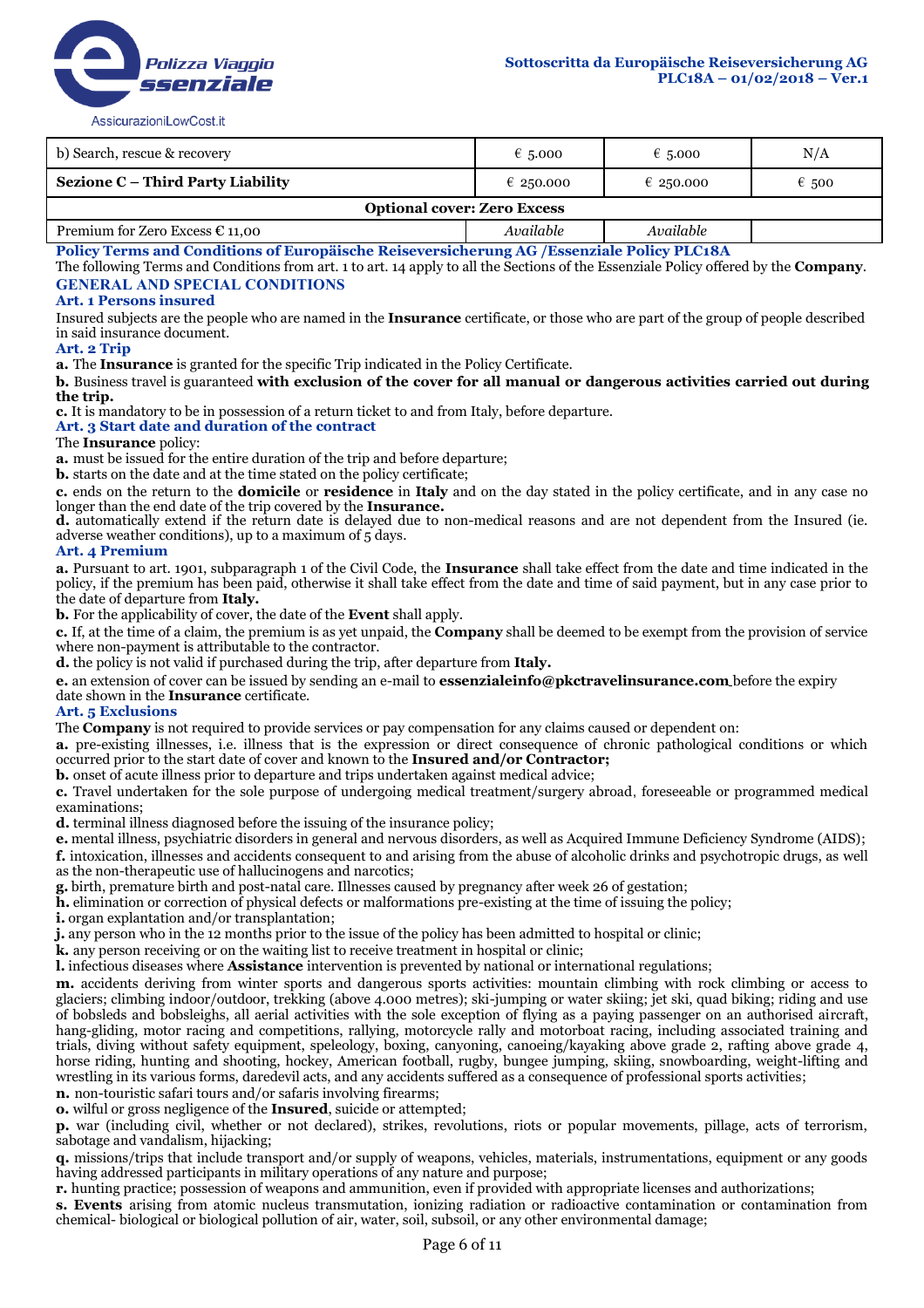| b) Search, rescue & recovery | € 5.000 | € 5.000 | N/A |
|---|---|---|---|
| **Sezione C – Third Party Liability** | € 250.000 | € 250.000 | € 500 |
| **Optional cover: Zero Excess** | | | |
| Premium for Zero Excess € 11,00 | *Available* | *Available* | |

### Policy Terms and Conditions of Europäische Reiseversicherung AG /Essenziale Policy PLC18A

The following Terms and Conditions from art. 1 to art. 14 apply to all the Sections of the Essenziale Policy offered by the **Company**.

## GENERAL AND SPECIAL CONDITIONS

### Art. 1 Persons insured

Insured subjects are the people who are named in the **Insurance** certificate, or those who are part of the group of people described in said insurance document.

### Art. 2 Trip

**a.** The **Insurance** is granted for the specific Trip indicated in the Policy Certificate.

**b.** Business travel is guaranteed **with exclusion of the cover for all manual or dangerous activities carried out during the trip.**

**c.** It is mandatory to be in possession of a return ticket to and from Italy, before departure.

### Art. 3 Start date and duration of the contract

The **Insurance** policy:

**a.** must be issued for the entire duration of the trip and before departure;

**b.** starts on the date and at the time stated on the policy certificate;

**c.** ends on the return to the **domicile** or **residence** in **Italy** and on the day stated in the policy certificate, and in any case no longer than the end date of the trip covered by the **Insurance.**

**d.** automatically extend if the return date is delayed due to non-medical reasons and are not dependent from the Insured (ie. adverse weather conditions), up to a maximum of 5 days.

### Art. 4 Premium

**a.** Pursuant to art. 1901, subparagraph 1 of the Civil Code, the **Insurance** shall take effect from the date and time indicated in the policy, if the premium has been paid, otherwise it shall take effect from the date and time of said payment, but in any case prior to the date of departure from **Italy.**

**b.** For the applicability of cover, the date of the **Event** shall apply.

**c.** If, at the time of a claim, the premium is as yet unpaid, the **Company** shall be deemed to be exempt from the provision of service where non-payment is attributable to the contractor.

**d.** the policy is not valid if purchased during the trip, after departure from **Italy.**

**e.** an extension of cover can be issued by sending an e-mail to **essenzialeinfo@pkctravelinsurance.com** before the expiry date shown in the **Insurance** certificate.

### Art. 5 Exclusions

The **Company** is not required to provide services or pay compensation for any claims caused or dependent on:

**a.** pre-existing illnesses, i.e. illness that is the expression or direct consequence of chronic pathological conditions or which occurred prior to the start date of cover and known to the **Insured and/or Contractor;**

**b.** onset of acute illness prior to departure and trips undertaken against medical advice;

**c.** Travel undertaken for the sole purpose of undergoing medical treatment/surgery abroad, foreseeable or programmed medical examinations;

**d.** terminal illness diagnosed before the issuing of the insurance policy;

**e.** mental illness, psychiatric disorders in general and nervous disorders, as well as Acquired Immune Deficiency Syndrome (AIDS);

**f.** intoxication, illnesses and accidents consequent to and arising from the abuse of alcoholic drinks and psychotropic drugs, as well as the non-therapeutic use of hallucinogens and narcotics;

**g.** birth, premature birth and post-natal care. Illnesses caused by pregnancy after week 26 of gestation;

**h.** elimination or correction of physical defects or malformations pre-existing at the time of issuing the policy;

**i.** organ explantation and/or transplantation;

**j.** any person who in the 12 months prior to the issue of the policy has been admitted to hospital or clinic;

**k.** any person receiving or on the waiting list to receive treatment in hospital or clinic;

**l.** infectious diseases where **Assistance** intervention is prevented by national or international regulations;

**m.** accidents deriving from winter sports and dangerous sports activities: mountain climbing with rock climbing or access to glaciers; climbing indoor/outdoor, trekking (above 4.000 metres); ski-jumping or water skiing; jet ski, quad biking; riding and use of bobsleds and bobsleighs, all aerial activities with the sole exception of flying as a paying passenger on an authorised aircraft, hang-gliding, motor racing and competitions, rallying, motorcycle rally and motorboat racing, including associated training and trials, diving without safety equipment, speleology, boxing, canyoning, canoeing/kayaking above grade 2, rafting above grade 4, horse riding, hunting and shooting, hockey, American football, rugby, bungee jumping, skiing, snowboarding, weight-lifting and wrestling in its various forms, daredevil acts, and any accidents suffered as a consequence of professional sports activities;

**n.** non-touristic safari tours and/or safaris involving firearms;

**o.** wilful or gross negligence of the **Insured**, suicide or attempted;

**p.** war (including civil, whether or not declared), strikes, revolutions, riots or popular movements, pillage, acts of terrorism, sabotage and vandalism, hijacking;

**q.** missions/trips that include transport and/or supply of weapons, vehicles, materials, instrumentations, equipment or any goods having addressed participants in military operations of any nature and purpose;

**r.** hunting practice; possession of weapons and ammunition, even if provided with appropriate licenses and authorizations;

**s. Events** arising from atomic nucleus transmutation, ionizing radiation or radioactive contamination or contamination from chemical- biological or biological pollution of air, water, soil, subsoil, or any other environmental damage;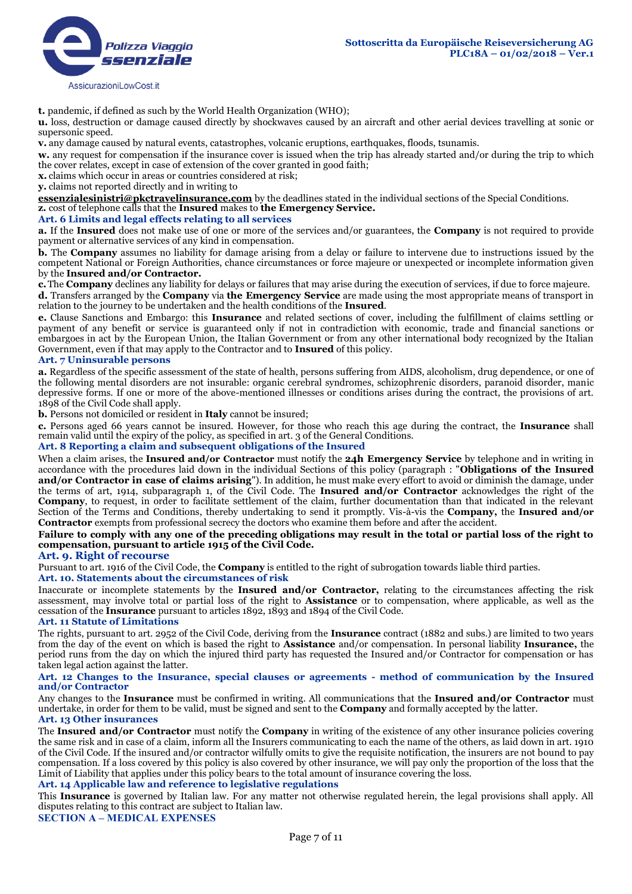**t.** pandemic, if defined as such by the World Health Organization (WHO);

**u.** loss, destruction or damage caused directly by shockwaves caused by an aircraft and other aerial devices travelling at sonic or supersonic speed.

**v.** any damage caused by natural events, catastrophes, volcanic eruptions, earthquakes, floods, tsunamis.

**w.** any request for compensation if the insurance cover is issued when the trip has already started and/or during the trip to which the cover relates, except in case of extension of the cover granted in good faith;

**x.** claims which occur in areas or countries considered at risk;

**y.** claims not reported directly and in writing to

**essenzialesinistri@pkctravelinsurance.com** by the deadlines stated in the individual sections of the Special Conditions.

**z.** cost of telephone calls that the **Insured** makes to **the Emergency Service.**

### Art. 6 Limits and legal effects relating to all services

**a.** If the **Insured** does not make use of one or more of the services and/or guarantees, the **Company** is not required to provide payment or alternative services of any kind in compensation.

**b.** The **Company** assumes no liability for damage arising from a delay or failure to intervene due to instructions issued by the competent National or Foreign Authorities, chance circumstances or force majeure or unexpected or incomplete information given by the **Insured and/or Contractor.**

**c.** The **Company** declines any liability for delays or failures that may arise during the execution of services, if due to force majeure.

**d.** Transfers arranged by the **Company** via **the Emergency Service** are made using the most appropriate means of transport in relation to the journey to be undertaken and the health conditions of the **Insured**.

**e.** Clause Sanctions and Embargo: this **Insurance** and related sections of cover, including the fulfillment of claims settling or payment of any benefit or service is guaranteed only if not in contradiction with economic, trade and financial sanctions or embargoes in act by the European Union, the Italian Government or from any other international body recognized by the Italian Government, even if that may apply to the Contractor and to **Insured** of this policy.

### Art. 7 Uninsurable persons

**a.** Regardless of the specific assessment of the state of health, persons suffering from AIDS, alcoholism, drug dependence, or one of the following mental disorders are not insurable: organic cerebral syndromes, schizophrenic disorders, paranoid disorder, manic depressive forms. If one or more of the above-mentioned illnesses or conditions arises during the contract, the provisions of art. 1898 of the Civil Code shall apply.

**b.** Persons not domiciled or resident in **Italy** cannot be insured;

**c.** Persons aged 66 years cannot be insured. However, for those who reach this age during the contract, the **Insurance** shall remain valid until the expiry of the policy, as specified in art. 3 of the General Conditions.

### Art. 8 Reporting a claim and subsequent obligations of the Insured

When a claim arises, the **Insured and/or Contractor** must notify the **24h Emergency Service** by telephone and in writing in accordance with the procedures laid down in the individual Sections of this policy (paragraph : "**Obligations of the Insured and/or Contractor in case of claims arising**"). In addition, he must make every effort to avoid or diminish the damage, under the terms of art, 1914, subparagraph 1, of the Civil Code. The **Insured and/or Contractor** acknowledges the right of the **Company**, to request, in order to facilitate settlement of the claim, further documentation than that indicated in the relevant Section of the Terms and Conditions, thereby undertaking to send it promptly. Vis-à-vis the **Company,** the **Insured and/or Contractor** exempts from professional secrecy the doctors who examine them before and after the accident.

**Failure to comply with any one of the preceding obligations may result in the total or partial loss of the right to compensation, pursuant to article 1915 of the Civil Code.**

### Art. 9. Right of recourse

Pursuant to art. 1916 of the Civil Code, the **Company** is entitled to the right of subrogation towards liable third parties.

### Art. 10. Statements about the circumstances of risk

Inaccurate or incomplete statements by the **Insured and/or Contractor,** relating to the circumstances affecting the risk assessment, may involve total or partial loss of the right to **Assistance** or to compensation, where applicable, as well as the cessation of the **Insurance** pursuant to articles 1892, 1893 and 1894 of the Civil Code.

### Art. 11 Statute of Limitations

The rights, pursuant to art. 2952 of the Civil Code, deriving from the **Insurance** contract (1882 and subs.) are limited to two years from the day of the event on which is based the right to **Assistance** and/or compensation. In personal liability **Insurance,** the period runs from the day on which the injured third party has requested the Insured and/or Contractor for compensation or has taken legal action against the latter.

### Art. 12 Changes to the Insurance, special clauses or agreements - method of communication by the Insured and/or Contractor

Any changes to the **Insurance** must be confirmed in writing. All communications that the **Insured and/or Contractor** must undertake, in order for them to be valid, must be signed and sent to the **Company** and formally accepted by the latter.

### Art. 13 Other insurances

The **Insured and/or Contractor** must notify the **Company** in writing of the existence of any other insurance policies covering the same risk and in case of a claim, inform all the Insurers communicating to each the name of the others, as laid down in art. 1910 of the Civil Code. If the insured and/or contractor wilfully omits to give the requisite notification, the insurers are not bound to pay compensation. If a loss covered by this policy is also covered by other insurance, we will pay only the proportion of the loss that the Limit of Liability that applies under this policy bears to the total amount of insurance covering the loss.

### Art. 14 Applicable law and reference to legislative regulations

This **Insurance** is governed by Italian law. For any matter not otherwise regulated herein, the legal provisions shall apply. All disputes relating to this contract are subject to Italian law.

## SECTION A – MEDICAL EXPENSES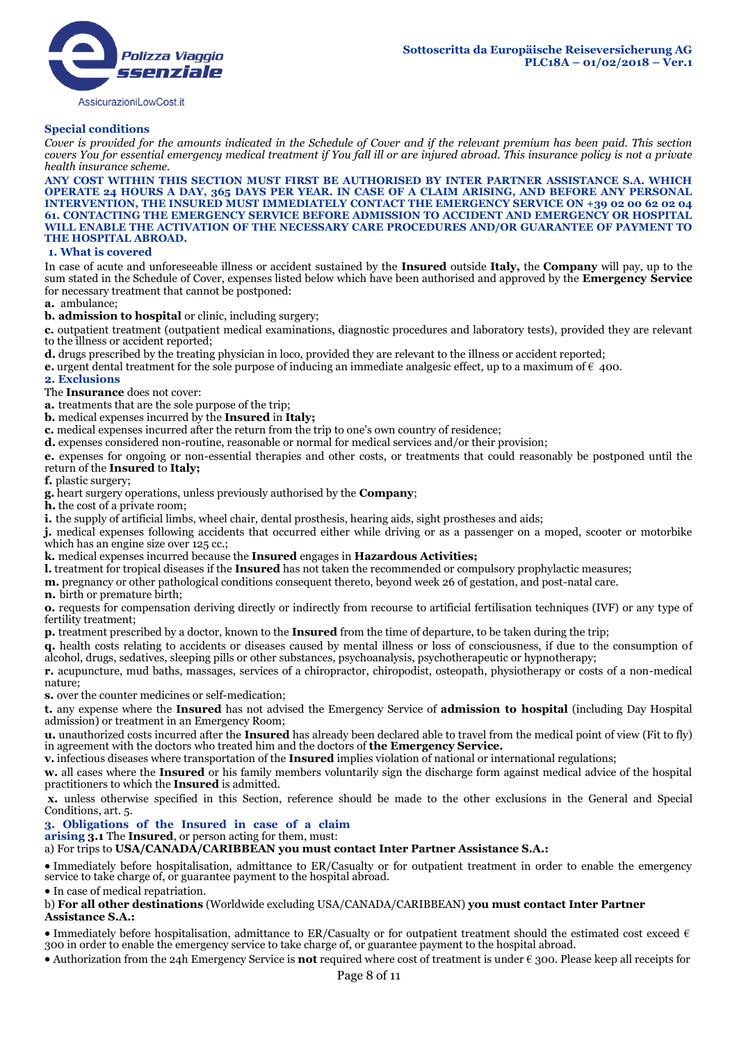### Special conditions

*Cover is provided for the amounts indicated in the Schedule of Cover and if the relevant premium has been paid. This section covers You for essential emergency medical treatment if You fall ill or are injured abroad. This insurance policy is not a private health insurance scheme.*

**ANY COST WITHIN THIS SECTION MUST FIRST BE AUTHORISED BY INTER PARTNER ASSISTANCE S.A. WHICH OPERATE 24 HOURS A DAY, 365 DAYS PER YEAR. IN CASE OF A CLAIM ARISING, AND BEFORE ANY PERSONAL INTERVENTION, THE INSURED MUST IMMEDIATELY CONTACT THE EMERGENCY SERVICE ON +39 02 00 62 02 04 61. CONTACTING THE EMERGENCY SERVICE BEFORE ADMISSION TO ACCIDENT AND EMERGENCY OR HOSPITAL WILL ENABLE THE ACTIVATION OF THE NECESSARY CARE PROCEDURES AND/OR GUARANTEE OF PAYMENT TO THE HOSPITAL ABROAD.**

#### 1. What is covered

In case of acute and unforeseeable illness or accident sustained by the **Insured** outside **Italy,** the **Company** will pay, up to the sum stated in the Schedule of Cover, expenses listed below which have been authorised and approved by the **Emergency Service** for necessary treatment that cannot be postponed:

**a.** ambulance;

**b. admission to hospital** or clinic, including surgery;

**c.** outpatient treatment (outpatient medical examinations, diagnostic procedures and laboratory tests), provided they are relevant to the illness or accident reported;

**d.** drugs prescribed by the treating physician in loco, provided they are relevant to the illness or accident reported;

**e.** urgent dental treatment for the sole purpose of inducing an immediate analgesic effect, up to a maximum of € 400.

#### 2. Exclusions

The **Insurance** does not cover:

**a.** treatments that are the sole purpose of the trip;

**b.** medical expenses incurred by the **Insured** in **Italy;**

**c.** medical expenses incurred after the return from the trip to one's own country of residence;

**d.** expenses considered non-routine, reasonable or normal for medical services and/or their provision;

**e.** expenses for ongoing or non-essential therapies and other costs, or treatments that could reasonably be postponed until the return of the **Insured** to **Italy;**

**f.** plastic surgery;

**g.** heart surgery operations, unless previously authorised by the **Company**;

**h.** the cost of a private room;

**i.** the supply of artificial limbs, wheel chair, dental prosthesis, hearing aids, sight prostheses and aids;

**j.** medical expenses following accidents that occurred either while driving or as a passenger on a moped, scooter or motorbike which has an engine size over 125 cc.;

**k.** medical expenses incurred because the **Insured** engages in **Hazardous Activities;**

**l.** treatment for tropical diseases if the **Insured** has not taken the recommended or compulsory prophylactic measures;

**m.** pregnancy or other pathological conditions consequent thereto, beyond week 26 of gestation, and post-natal care.

**n.** birth or premature birth;

**o.** requests for compensation deriving directly or indirectly from recourse to artificial fertilisation techniques (IVF) or any type of fertility treatment;

**p.** treatment prescribed by a doctor, known to the **Insured** from the time of departure, to be taken during the trip;

**q.** health costs relating to accidents or diseases caused by mental illness or loss of consciousness, if due to the consumption of alcohol, drugs, sedatives, sleeping pills or other substances, psychoanalysis, psychotherapeutic or hypnotherapy;

**r.** acupuncture, mud baths, massages, services of a chiropractor, chiropodist, osteopath, physiotherapy or costs of a non-medical nature;

**s.** over the counter medicines or self-medication;

**t.** any expense where the **Insured** has not advised the Emergency Service of **admission to hospital** (including Day Hospital admission) or treatment in an Emergency Room;

**u.** unauthorized costs incurred after the **Insured** has already been declared able to travel from the medical point of view (Fit to fly) in agreement with the doctors who treated him and the doctors of **the Emergency Service.**

**v.** infectious diseases where transportation of the **Insured** implies violation of national or international regulations;

**w.** all cases where the **Insured** or his family members voluntarily sign the discharge form against medical advice of the hospital practitioners to which the **Insured** is admitted.

**x.** unless otherwise specified in this Section, reference should be made to the other exclusions in the General and Special Conditions, art. 5.

#### 3. Obligations of the Insured in case of a claim arising

**3.1** The **Insured**, or person acting for them, must:

a) For trips to **USA/CANADA/CARIBBEAN you must contact Inter Partner Assistance S.A.:**

- Immediately before hospitalisation, admittance to ER/Casualty or for outpatient treatment in order to enable the emergency service to take charge of, or guarantee payment to the hospital abroad.
- In case of medical repatriation.

b) **For all other destinations** (Worldwide excluding USA/CANADA/CARIBBEAN) **you must contact Inter Partner Assistance S.A.:**

- Immediately before hospitalisation, admittance to ER/Casualty or for outpatient treatment should the estimated cost exceed € 300 in order to enable the emergency service to take charge of, or guarantee payment to the hospital abroad.
- Authorization from the 24h Emergency Service is **not** required where cost of treatment is under € 300. Please keep all receipts for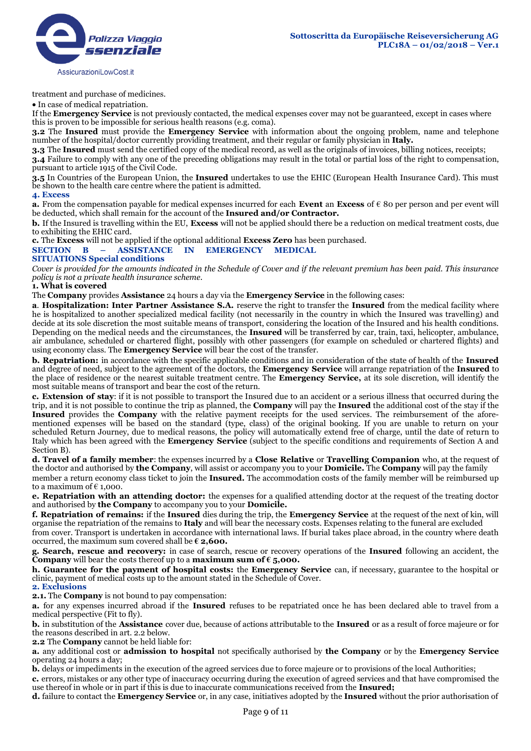treatment and purchase of medicines.

• In case of medical repatriation.

If the **Emergency Service** is not previously contacted, the medical expenses cover may not be guaranteed, except in cases where this is proven to be impossible for serious health reasons (e.g. coma).

**3.2** The **Insured** must provide the **Emergency Service** with information about the ongoing problem, name and telephone number of the hospital/doctor currently providing treatment, and their regular or family physician in **Italy.**

**3.3** The **Insured** must send the certified copy of the medical record, as well as the originals of invoices, billing notices, receipts;

**3.4** Failure to comply with any one of the preceding obligations may result in the total or partial loss of the right to compensation, pursuant to article 1915 of the Civil Code.

**3.5** In Countries of the European Union, the **Insured** undertakes to use the EHIC (European Health Insurance Card). This must be shown to the health care centre where the patient is admitted.

### 4. Excess

**a.** From the compensation payable for medical expenses incurred for each **Event** an **Excess** of € 80 per person and per event will be deducted, which shall remain for the account of the **Insured and/or Contractor.**

**b.** If the Insured is travelling within the EU, **Excess** will not be applied should there be a reduction on medical treatment costs, due to exhibiting the EHIC card.

**c.** The **Excess** will not be applied if the optional additional **Excess Zero** has been purchased.

## SECTION B – ASSISTANCE IN EMERGENCY MEDICAL SITUATIONS Special conditions

*Cover is provided for the amounts indicated in the Schedule of Cover and if the relevant premium has been paid. This insurance policy is not a private health insurance scheme.*

### 1. What is covered

The **Company** provides **Assistance** 24 hours a day via the **Emergency Service** in the following cases:

**a**. **Hospitalization: Inter Partner Assistance S.A.** reserve the right to transfer the **Insured** from the medical facility where he is hospitalized to another specialized medical facility (not necessarily in the country in which the Insured was travelling) and decide at its sole discretion the most suitable means of transport, considering the location of the Insured and his health conditions. Depending on the medical needs and the circumstances, the **Insured** will be transferred by car, train, taxi, helicopter, ambulance, air ambulance, scheduled or chartered flight, possibly with other passengers (for example on scheduled or chartered flights) and using economy class. The **Emergency Service** will bear the cost of the transfer.

**b. Repatriation:** in accordance with the specific applicable conditions and in consideration of the state of health of the **Insured** and degree of need, subject to the agreement of the doctors, the **Emergency Service** will arrange repatriation of the **Insured** to the place of residence or the nearest suitable treatment centre. The **Emergency Service,** at its sole discretion, will identify the most suitable means of transport and bear the cost of the return.

**c. Extension of stay**: if it is not possible to transport the Insured due to an accident or a serious illness that occurred during the trip, and it is not possible to continue the trip as planned, the **Company** will pay the **Insured** the additional cost of the stay if the **Insured** provides the **Company** with the relative payment receipts for the used services. The reimbursement of the afore-mentioned expenses will be based on the standard (type, class) of the original booking. If you are unable to return on your scheduled Return Journey, due to medical reasons, the policy will automatically extend free of charge, until the date of return to Italy which has been agreed with the **Emergency Service** (subject to the specific conditions and requirements of Section A and Section B).

**d. Travel of a family member**: the expenses incurred by a **Close Relative** or **Travelling Companion** who, at the request of the doctor and authorised by **the Company**, will assist or accompany you to your **Domicile.** The **Company** will pay the family member a return economy class ticket to join the **Insured.** The accommodation costs of the family member will be reimbursed up to a maximum of € 1,000.

**e. Repatriation with an attending doctor:** the expenses for a qualified attending doctor at the request of the treating doctor and authorised by **the Company** to accompany you to your **Domicile.**

**f. Repatriation of remains:** if the **Insured** dies during the trip, the **Emergency Service** at the request of the next of kin, will organise the repatriation of the remains to **Italy** and will bear the necessary costs. Expenses relating to the funeral are excluded from cover. Transport is undertaken in accordance with international laws. If burial takes place abroad, in the country where death occurred, the maximum sum covered shall be **€ 2,600.**

**g. Search, rescue and recovery:** in case of search, rescue or recovery operations of the **Insured** following an accident, the **Company** will bear the costs thereof up to a **maximum sum of € 5,000.**

**h. Guarantee for the payment of hospital costs:** the **Emergency Service** can, if necessary, guarantee to the hospital or clinic, payment of medical costs up to the amount stated in the Schedule of Cover.

### 2. Exclusions

**2.1.** The **Company** is not bound to pay compensation:

**a.** for any expenses incurred abroad if the **Insured** refuses to be repatriated once he has been declared able to travel from a medical perspective (Fit to fly).

**b.** in substitution of the **Assistance** cover due, because of actions attributable to the **Insured** or as a result of force majeure or for the reasons described in art. 2.2 below.

**2.2** The **Company** cannot be held liable for:

**a.** any additional cost or **admission to hospital** not specifically authorised by **the Company** or by the **Emergency Service** operating 24 hours a day;

**b.** delays or impediments in the execution of the agreed services due to force majeure or to provisions of the local Authorities;

**c.** errors, mistakes or any other type of inaccuracy occurring during the execution of agreed services and that have compromised the use thereof in whole or in part if this is due to inaccurate communications received from the **Insured;**

**d.** failure to contact the **Emergency Service** or, in any case, initiatives adopted by the **Insured** without the prior authorisation of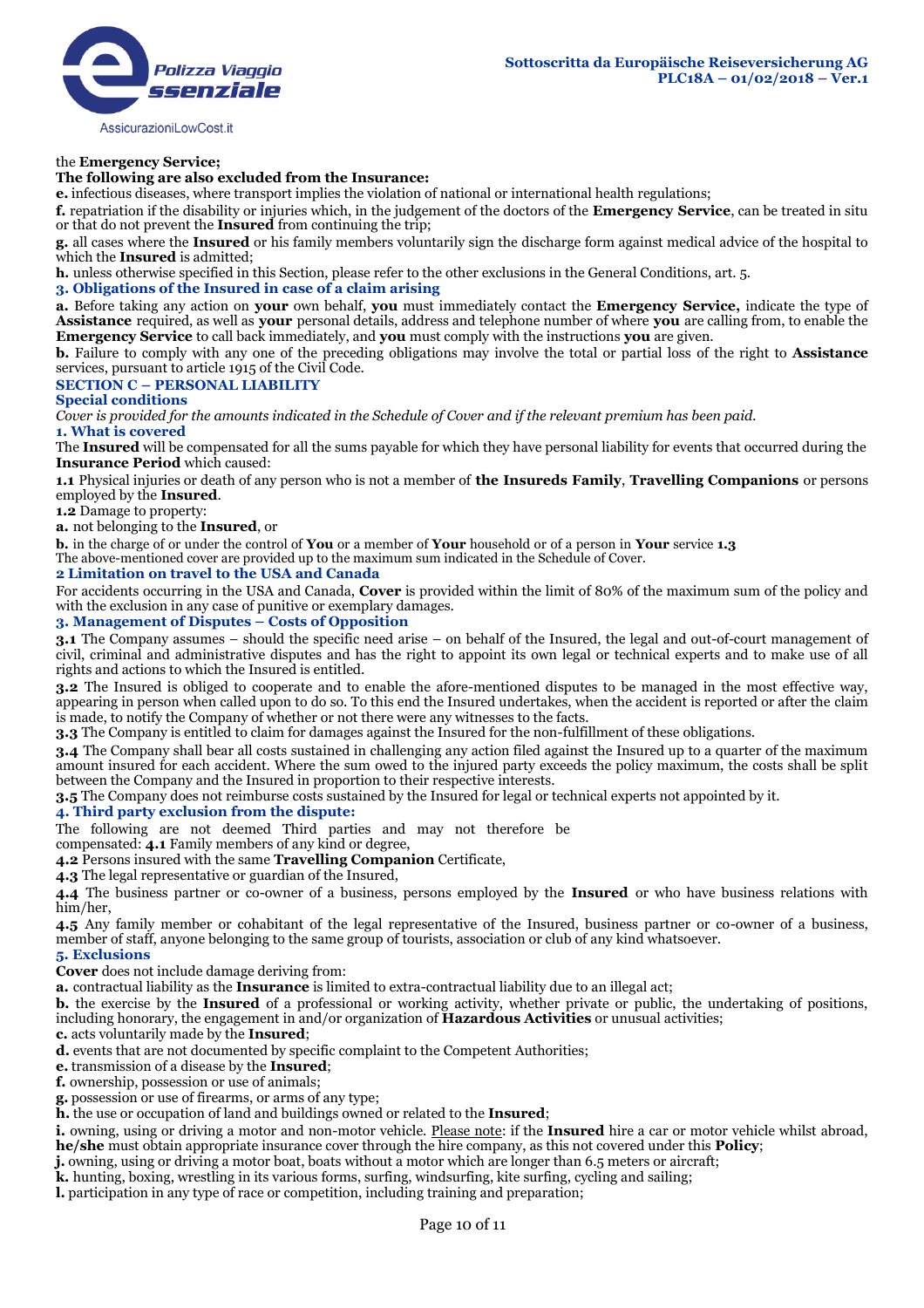the **Emergency Service;**

**The following are also excluded from the Insurance:**

**e.** infectious diseases, where transport implies the violation of national or international health regulations;

**f.** repatriation if the disability or injuries which, in the judgement of the doctors of the **Emergency Service**, can be treated in situ or that do not prevent the **Insured** from continuing the trip;

**g.** all cases where the **Insured** or his family members voluntarily sign the discharge form against medical advice of the hospital to which the **Insured** is admitted;

**h.** unless otherwise specified in this Section, please refer to the other exclusions in the General Conditions, art. 5.

### 3. Obligations of the Insured in case of a claim arising

**a.** Before taking any action on **your** own behalf, **you** must immediately contact the **Emergency Service,** indicate the type of **Assistance** required, as well as **your** personal details, address and telephone number of where **you** are calling from, to enable the **Emergency Service** to call back immediately, and **you** must comply with the instructions **you** are given.

**b.** Failure to comply with any one of the preceding obligations may involve the total or partial loss of the right to **Assistance** services, pursuant to article 1915 of the Civil Code.

## SECTION C – PERSONAL LIABILITY

### Special conditions

*Cover is provided for the amounts indicated in the Schedule of Cover and if the relevant premium has been paid.*

### 1. What is covered

The **Insured** will be compensated for all the sums payable for which they have personal liability for events that occurred during the **Insurance Period** which caused:

**1.1** Physical injuries or death of any person who is not a member of **the Insureds Family**, **Travelling Companions** or persons employed by the **Insured**.

**1.2** Damage to property:

**a.** not belonging to the **Insured**, or

**b.** in the charge of or under the control of **You** or a member of **Your** household or of a person in **Your** service **1.3**

The above-mentioned cover are provided up to the maximum sum indicated in the Schedule of Cover.

### 2 Limitation on travel to the USA and Canada

For accidents occurring in the USA and Canada, **Cover** is provided within the limit of 80% of the maximum sum of the policy and with the exclusion in any case of punitive or exemplary damages.

### 3. Management of Disputes – Costs of Opposition

**3.1** The Company assumes – should the specific need arise – on behalf of the Insured, the legal and out-of-court management of civil, criminal and administrative disputes and has the right to appoint its own legal or technical experts and to make use of all rights and actions to which the Insured is entitled.

**3.2** The Insured is obliged to cooperate and to enable the afore-mentioned disputes to be managed in the most effective way, appearing in person when called upon to do so. To this end the Insured undertakes, when the accident is reported or after the claim is made, to notify the Company of whether or not there were any witnesses to the facts.

**3.3** The Company is entitled to claim for damages against the Insured for the non-fulfillment of these obligations.

**3.4** The Company shall bear all costs sustained in challenging any action filed against the Insured up to a quarter of the maximum amount insured for each accident. Where the sum owed to the injured party exceeds the policy maximum, the costs shall be split between the Company and the Insured in proportion to their respective interests.

**3.5** The Company does not reimburse costs sustained by the Insured for legal or technical experts not appointed by it.

### 4. Third party exclusion from the dispute:

The following are not deemed Third parties and may not therefore be compensated: **4.1** Family members of any kind or degree,

**4.2** Persons insured with the same **Travelling Companion** Certificate,

**4.3** The legal representative or guardian of the Insured,

**4.4** The business partner or co-owner of a business, persons employed by the **Insured** or who have business relations with him/her,

**4.5** Any family member or cohabitant of the legal representative of the Insured, business partner or co-owner of a business, member of staff, anyone belonging to the same group of tourists, association or club of any kind whatsoever.

### 5. Exclusions

**Cover** does not include damage deriving from:

**a.** contractual liability as the **Insurance** is limited to extra-contractual liability due to an illegal act;

**b.** the exercise by the **Insured** of a professional or working activity, whether private or public, the undertaking of positions, including honorary, the engagement in and/or organization of **Hazardous Activities** or unusual activities;

**c.** acts voluntarily made by the **Insured**;

**d.** events that are not documented by specific complaint to the Competent Authorities;

**e.** transmission of a disease by the **Insured**;

**f.** ownership, possession or use of animals;

**g.** possession or use of firearms, or arms of any type;

**h.** the use or occupation of land and buildings owned or related to the **Insured**;

**i.** owning, using or driving a motor and non-motor vehicle. Please note: if the **Insured** hire a car or motor vehicle whilst abroad, **he/she** must obtain appropriate insurance cover through the hire company, as this not covered under this **Policy**;

**j.** owning, using or driving a motor boat, boats without a motor which are longer than 6.5 meters or aircraft;

**k.** hunting, boxing, wrestling in its various forms, surfing, windsurfing, kite surfing, cycling and sailing;

**l.** participation in any type of race or competition, including training and preparation;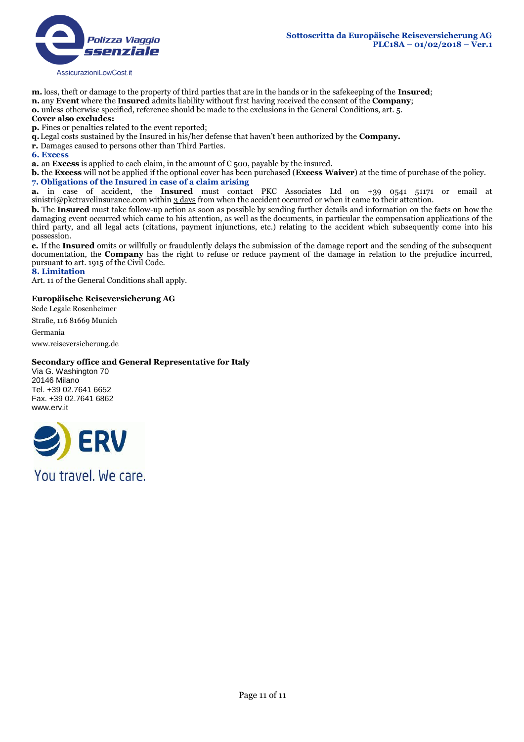**m.** loss, theft or damage to the property of third parties that are in the hands or in the safekeeping of the **Insured**;
**n.** any **Event** where the **Insured** admits liability without first having received the consent of the **Company**;
**o.** unless otherwise specified, reference should be made to the exclusions in the General Conditions, art. 5.
**Cover also excludes:**
**p.** Fines or penalties related to the event reported;
**q.** Legal costs sustained by the Insured in his/her defense that haven't been authorized by the **Company.**
**r.** Damages caused to persons other than Third Parties.

### 6. Excess

**a.** an **Excess** is applied to each claim, in the amount of € 500, payable by the insured.
**b.** the **Excess** will not be applied if the optional cover has been purchased (**Excess Waiver**) at the time of purchase of the policy.

### 7. Obligations of the Insured in case of a claim arising

**a.** in case of accident, the **Insured** must contact PKC Associates Ltd on +39 0541 51171 or email at sinistri@pkctravelinsurance.com within 3 days from when the accident occurred or when it came to their attention.
**b.** The **Insured** must take follow-up action as soon as possible by sending further details and information on the facts on how the damaging event occurred which came to his attention, as well as the documents, in particular the compensation applications of the third party, and all legal acts (citations, payment injunctions, etc.) relating to the accident which subsequently come into his possession.
**c.** If the **Insured** omits or willfully or fraudulently delays the submission of the damage report and the sending of the subsequent documentation, the **Company** has the right to refuse or reduce payment of the damage in relation to the prejudice incurred, pursuant to art. 1915 of the Civil Code.

### 8. Limitation

Art. 11 of the General Conditions shall apply.

**Europäische Reiseversicherung AG**

Sede Legale Rosenheimer

Straße, 116 81669 Munich

Germania

www.reiseversicherung.de

**Secondary office and General Representative for Italy**
Via G. Washington 70
20146 Milano
Tel. +39 02.7641 6652
Fax. +39 02.7641 6862
www.erv.it

ERV
You travel. We care.